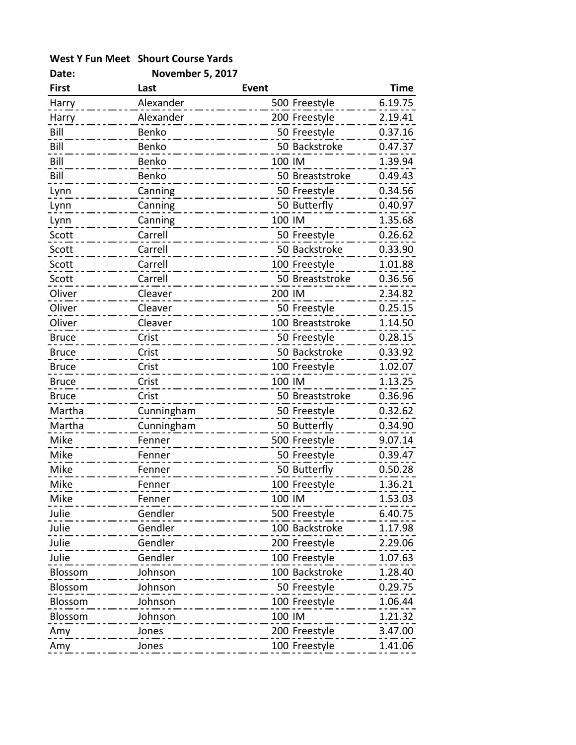**West Y Fun Meet Shourt Course Yards**

**Date: November 5, 2017**

| First | Last | Event | Time |
|---|---|---|---|
| Harry | Alexander | 500 Freestyle | 6.19.75 |
| Harry | Alexander | 200 Freestyle | 2.19.41 |
| Bill | Benko | 50 Freestyle | 0.37.16 |
| Bill | Benko | 50 Backstroke | 0.47.37 |
| Bill | Benko | 100 IM | 1.39.94 |
| Bill | Benko | 50 Breaststroke | 0.49.43 |
| Lynn | Canning | 50 Freestyle | 0.34.56 |
| Lynn | Canning | 50 Butterfly | 0.40.97 |
| Lynn | Canning | 100 IM | 1.35.68 |
| Scott | Carrell | 50 Freestyle | 0.26.62 |
| Scott | Carrell | 50 Backstroke | 0.33.90 |
| Scott | Carrell | 100 Freestyle | 1.01.88 |
| Scott | Carrell | 50 Breaststroke | 0.36.56 |
| Oliver | Cleaver | 200 IM | 2.34.82 |
| Oliver | Cleaver | 50 Freestyle | 0.25.15 |
| Oliver | Cleaver | 100 Breaststroke | 1.14.50 |
| Bruce | Crist | 50 Freestyle | 0.28.15 |
| Bruce | Crist | 50 Backstroke | 0.33.92 |
| Bruce | Crist | 100 Freestyle | 1.02.07 |
| Bruce | Crist | 100 IM | 1.13.25 |
| Bruce | Crist | 50 Breaststroke | 0.36.96 |
| Martha | Cunningham | 50 Freestyle | 0.32.62 |
| Martha | Cunningham | 50 Butterfly | 0.34.90 |
| Mike | Fenner | 500 Freestyle | 9.07.14 |
| Mike | Fenner | 50 Freestyle | 0.39.47 |
| Mike | Fenner | 50 Butterfly | 0.50.28 |
| Mike | Fenner | 100 Freestyle | 1.36.21 |
| Mike | Fenner | 100 IM | 1.53.03 |
| Julie | Gendler | 500 Freestyle | 6.40.75 |
| Julie | Gendler | 100 Backstroke | 1.17.98 |
| Julie | Gendler | 200 Freestyle | 2.29.06 |
| Julie | Gendler | 100 Freestyle | 1.07.63 |
| Blossom | Johnson | 100 Backstroke | 1.28.40 |
| Blossom | Johnson | 50 Freestyle | 0.29.75 |
| Blossom | Johnson | 100 Freestyle | 1.06.44 |
| Blossom | Johnson | 100 IM | 1.21.32 |
| Amy | Jones | 200 Freestyle | 3.47.00 |
| Amy | Jones | 100 Freestyle | 1.41.06 |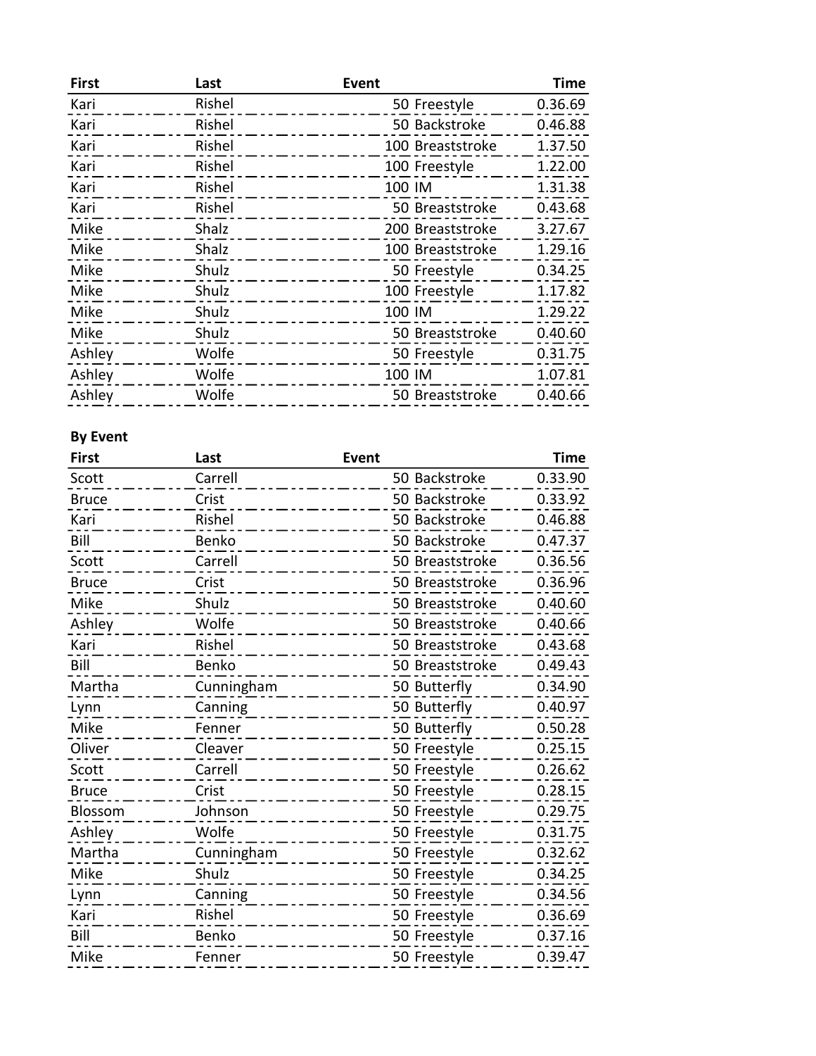| First | Last | Event | Time |
|---|---|---|---|
| Kari | Rishel | 50 Freestyle | 0.36.69 |
| Kari | Rishel | 50 Backstroke | 0.46.88 |
| Kari | Rishel | 100 Breaststroke | 1.37.50 |
| Kari | Rishel | 100 Freestyle | 1.22.00 |
| Kari | Rishel | 100 IM | 1.31.38 |
| Kari | Rishel | 50 Breaststroke | 0.43.68 |
| Mike | Shalz | 200 Breaststroke | 3.27.67 |
| Mike | Shalz | 100 Breaststroke | 1.29.16 |
| Mike | Shulz | 50 Freestyle | 0.34.25 |
| Mike | Shulz | 100 Freestyle | 1.17.82 |
| Mike | Shulz | 100 IM | 1.29.22 |
| Mike | Shulz | 50 Breaststroke | 0.40.60 |
| Ashley | Wolfe | 50 Freestyle | 0.31.75 |
| Ashley | Wolfe | 100 IM | 1.07.81 |
| Ashley | Wolfe | 50 Breaststroke | 0.40.66 |

**By Event**

| First | Last | Event | Time |
|---|---|---|---|
| Scott | Carrell | 50 Backstroke | 0.33.90 |
| Bruce | Crist | 50 Backstroke | 0.33.92 |
| Kari | Rishel | 50 Backstroke | 0.46.88 |
| Bill | Benko | 50 Backstroke | 0.47.37 |
| Scott | Carrell | 50 Breaststroke | 0.36.56 |
| Bruce | Crist | 50 Breaststroke | 0.36.96 |
| Mike | Shulz | 50 Breaststroke | 0.40.60 |
| Ashley | Wolfe | 50 Breaststroke | 0.40.66 |
| Kari | Rishel | 50 Breaststroke | 0.43.68 |
| Bill | Benko | 50 Breaststroke | 0.49.43 |
| Martha | Cunningham | 50 Butterfly | 0.34.90 |
| Lynn | Canning | 50 Butterfly | 0.40.97 |
| Mike | Fenner | 50 Butterfly | 0.50.28 |
| Oliver | Cleaver | 50 Freestyle | 0.25.15 |
| Scott | Carrell | 50 Freestyle | 0.26.62 |
| Bruce | Crist | 50 Freestyle | 0.28.15 |
| Blossom | Johnson | 50 Freestyle | 0.29.75 |
| Ashley | Wolfe | 50 Freestyle | 0.31.75 |
| Martha | Cunningham | 50 Freestyle | 0.32.62 |
| Mike | Shulz | 50 Freestyle | 0.34.25 |
| Lynn | Canning | 50 Freestyle | 0.34.56 |
| Kari | Rishel | 50 Freestyle | 0.36.69 |
| Bill | Benko | 50 Freestyle | 0.37.16 |
| Mike | Fenner | 50 Freestyle | 0.39.47 |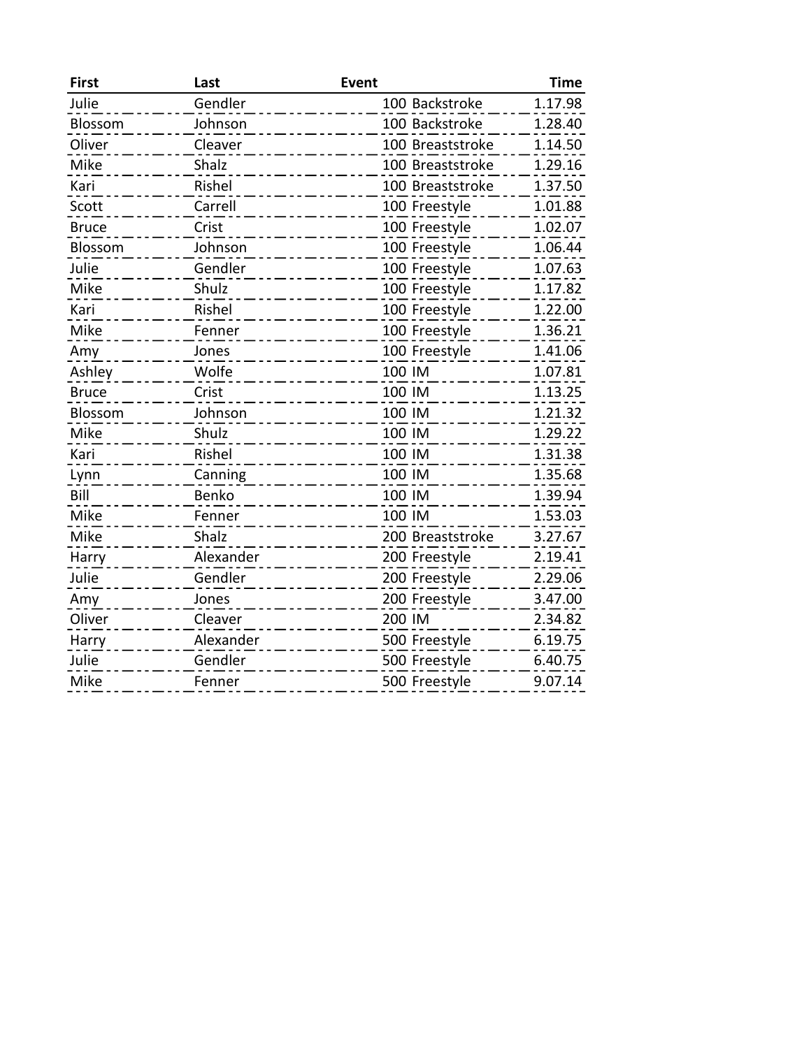| First | Last | Event | Time |
|---|---|---|---|
| Julie | Gendler | 100 Backstroke | 1.17.98 |
| Blossom | Johnson | 100 Backstroke | 1.28.40 |
| Oliver | Cleaver | 100 Breaststroke | 1.14.50 |
| Mike | Shalz | 100 Breaststroke | 1.29.16 |
| Kari | Rishel | 100 Breaststroke | 1.37.50 |
| Scott | Carrell | 100 Freestyle | 1.01.88 |
| Bruce | Crist | 100 Freestyle | 1.02.07 |
| Blossom | Johnson | 100 Freestyle | 1.06.44 |
| Julie | Gendler | 100 Freestyle | 1.07.63 |
| Mike | Shulz | 100 Freestyle | 1.17.82 |
| Kari | Rishel | 100 Freestyle | 1.22.00 |
| Mike | Fenner | 100 Freestyle | 1.36.21 |
| Amy | Jones | 100 Freestyle | 1.41.06 |
| Ashley | Wolfe | 100 IM | 1.07.81 |
| Bruce | Crist | 100 IM | 1.13.25 |
| Blossom | Johnson | 100 IM | 1.21.32 |
| Mike | Shulz | 100 IM | 1.29.22 |
| Kari | Rishel | 100 IM | 1.31.38 |
| Lynn | Canning | 100 IM | 1.35.68 |
| Bill | Benko | 100 IM | 1.39.94 |
| Mike | Fenner | 100 IM | 1.53.03 |
| Mike | Shalz | 200 Breaststroke | 3.27.67 |
| Harry | Alexander | 200 Freestyle | 2.19.41 |
| Julie | Gendler | 200 Freestyle | 2.29.06 |
| Amy | Jones | 200 Freestyle | 3.47.00 |
| Oliver | Cleaver | 200 IM | 2.34.82 |
| Harry | Alexander | 500 Freestyle | 6.19.75 |
| Julie | Gendler | 500 Freestyle | 6.40.75 |
| Mike | Fenner | 500 Freestyle | 9.07.14 |